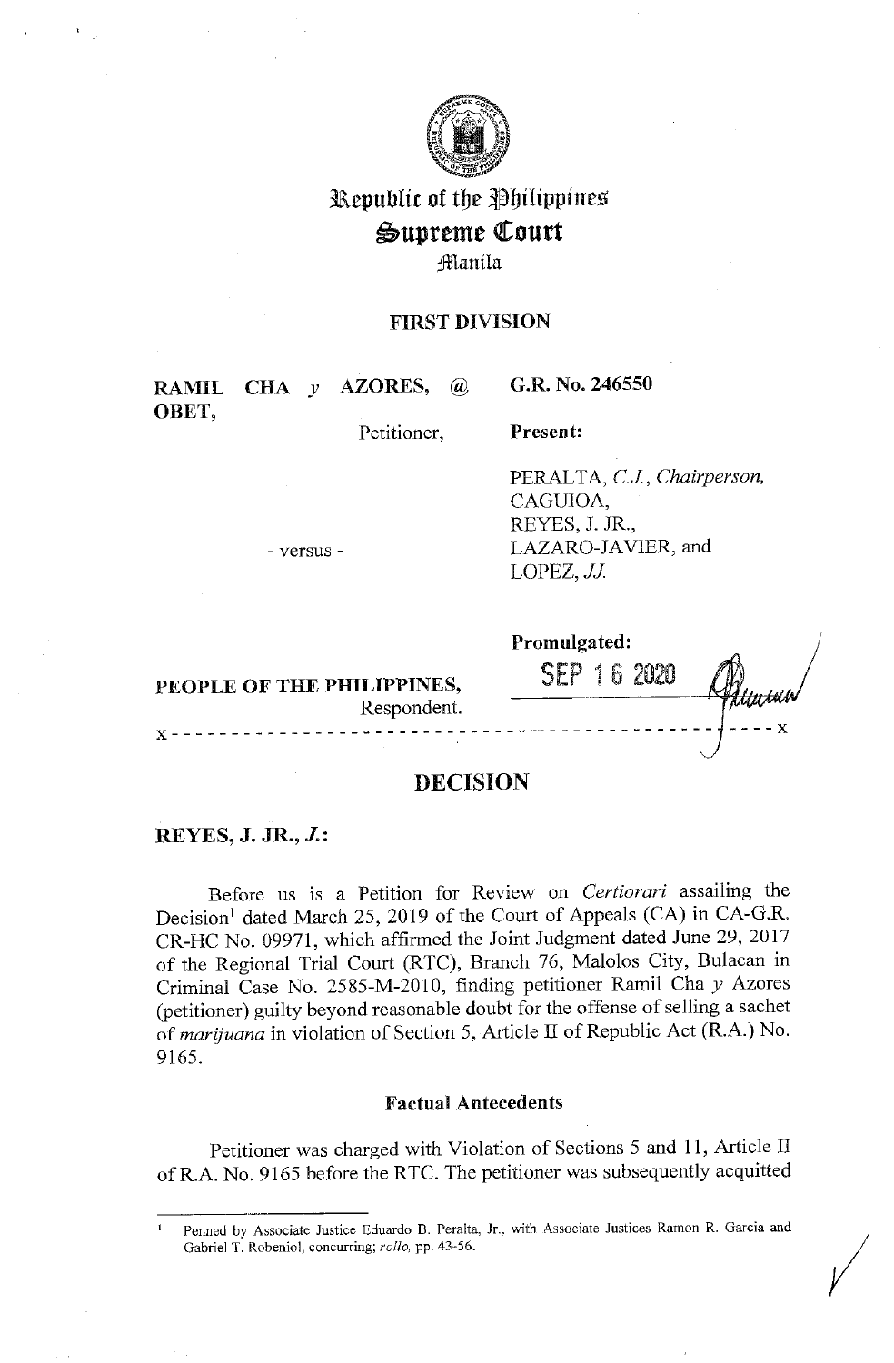# Republic of the Philippines
## Supreme Court
### Manila

**FIRST DIVISION**

| | |
|---|---|
| **RAMIL CHA y AZORES, @ OBET,** | **G.R. No. 246550** |
| Petitioner, | **Present:** |
| | PERALTA, *C.J., Chairperson,* CAGUIOA, REYES, J. JR., LAZARO-JAVIER, and LOPEZ, *JJ.* |
| - versus - | |
| | **Promulgated:** |
| **PEOPLE OF THE PHILIPPINES,** Respondent. | SEP 16 2020 |

x - - - - - - - - - - - - - - - - - - - - - - - - - - - - - - - - - - - - - - - - - - - - - - - - - x

## DECISION

**REYES, J. JR., *J.*:**

Before us is a Petition for Review on *Certiorari* assailing the Decision[1] dated March 25, 2019 of the Court of Appeals (CA) in CA-G.R. CR-HC No. 09971, which affirmed the Joint Judgment dated June 29, 2017 of the Regional Trial Court (RTC), Branch 76, Malolos City, Bulacan in Criminal Case No. 2585-M-2010, finding petitioner Ramil Cha *y* Azores (petitioner) guilty beyond reasonable doubt for the offense of selling a sachet of *marijuana* in violation of Section 5, Article II of Republic Act (R.A.) No. 9165.

### Factual Antecedents

Petitioner was charged with Violation of Sections 5 and 11, Article II of R.A. No. 9165 before the RTC. The petitioner was subsequently acquitted

---

[1] Penned by Associate Justice Eduardo B. Peralta, Jr., with Associate Justices Ramon R. Garcia and Gabriel T. Robeniol, concurring; *rollo,* pp. 43-56.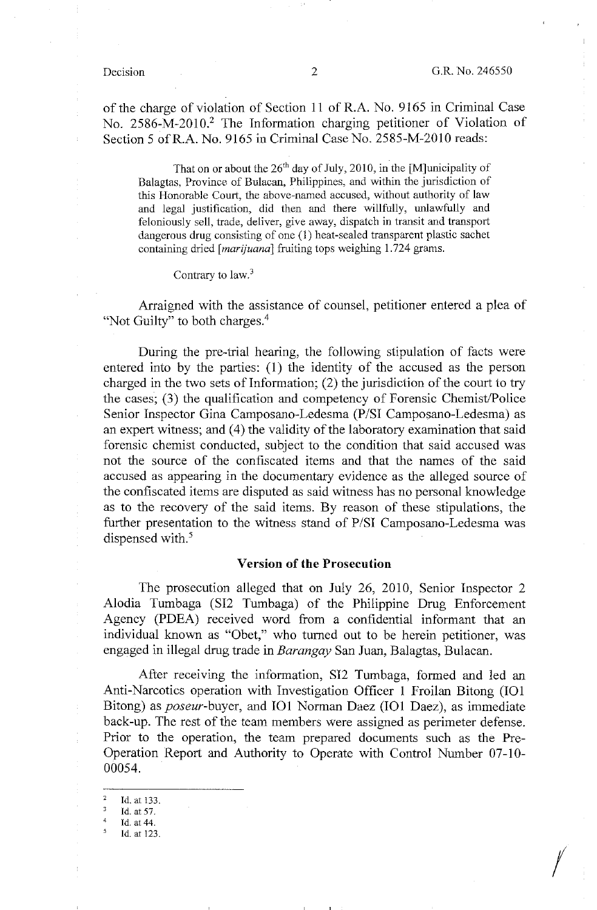of the charge of violation of Section 11 of R.A. No. 9165 in Criminal Case No. 2586-M-2010.[2] The Information charging petitioner of Violation of Section 5 of R.A. No. 9165 in Criminal Case No. 2585-M-2010 reads:

> That on or about the 26th day of July, 2010, in the [M]unicipality of Balagtas, Province of Bulacan, Philippines, and within the jurisdiction of this Honorable Court, the above-named accused, without authority of law and legal justification, did then and there willfully, unlawfully and feloniously sell, trade, deliver, give away, dispatch in transit and transport dangerous drug consisting of one (1) heat-sealed transparent plastic sachet containing dried [*marijuana*] fruiting tops weighing 1.724 grams.
>
> Contrary to law.[3]

Arraigned with the assistance of counsel, petitioner entered a plea of "Not Guilty" to both charges.[4]

During the pre-trial hearing, the following stipulation of facts were entered into by the parties: (1) the identity of the accused as the person charged in the two sets of Information; (2) the jurisdiction of the court to try the cases; (3) the qualification and competency of Forensic Chemist/Police Senior Inspector Gina Camposano-Ledesma (P/SI Camposano-Ledesma) as an expert witness; and (4) the validity of the laboratory examination that said forensic chemist conducted, subject to the condition that said accused was not the source of the confiscated items and that the names of the said accused as appearing in the documentary evidence as the alleged source of the confiscated items are disputed as said witness has no personal knowledge as to the recovery of the said items. By reason of these stipulations, the further presentation to the witness stand of P/SI Camposano-Ledesma was dispensed with.[5]

## Version of the Prosecution

The prosecution alleged that on July 26, 2010, Senior Inspector 2 Alodia Tumbaga (SI2 Tumbaga) of the Philippine Drug Enforcement Agency (PDEA) received word from a confidential informant that an individual known as "Obet," who turned out to be herein petitioner, was engaged in illegal drug trade in *Barangay* San Juan, Balagtas, Bulacan.

After receiving the information, SI2 Tumbaga, formed and led an Anti-Narcotics operation with Investigation Officer 1 Froilan Bitong (IO1 Bitong) as *poseur*-buyer, and IO1 Norman Daez (IO1 Daez), as immediate back-up. The rest of the team members were assigned as perimeter defense. Prior to the operation, the team prepared documents such as the Pre-Operation Report and Authority to Operate with Control Number 07-10-00054.

---

[2] Id. at 133.

[3] Id. at 57.

[4] Id. at 44.

[5] Id. at 123.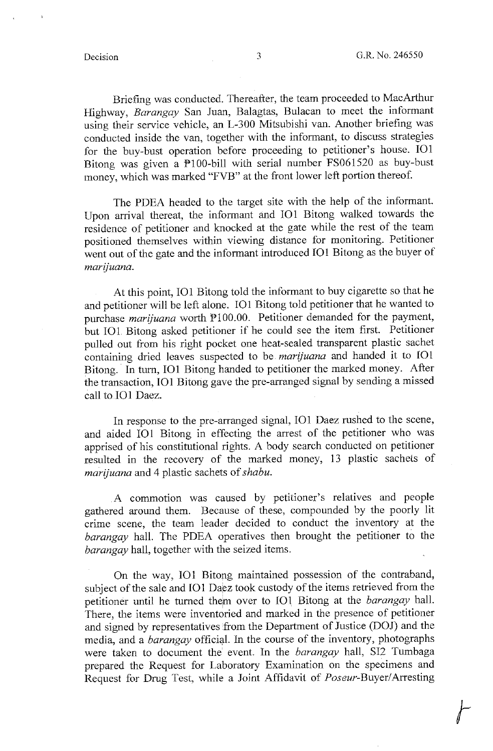Briefing was conducted. Thereafter, the team proceeded to MacArthur Highway, *Barangay* San Juan, Balagtas, Bulacan to meet the informant using their service vehicle, an L-300 Mitsubishi van. Another briefing was conducted inside the van, together with the informant, to discuss strategies for the buy-bust operation before proceeding to petitioner's house. IO1 Bitong was given a ₱100-bill with serial number FS061520 as buy-bust money, which was marked "FVB" at the front lower left portion thereof.

The PDEA headed to the target site with the help of the informant. Upon arrival thereat, the informant and IO1 Bitong walked towards the residence of petitioner and knocked at the gate while the rest of the team positioned themselves within viewing distance for monitoring. Petitioner went out of the gate and the informant introduced IO1 Bitong as the buyer of *marijuana*.

At this point, IO1 Bitong told the informant to buy cigarette so that he and petitioner will be left alone. IO1 Bitong told petitioner that he wanted to purchase *marijuana* worth ₱100.00. Petitioner demanded for the payment, but IO1 Bitong asked petitioner if he could see the item first. Petitioner pulled out from his right pocket one heat-sealed transparent plastic sachet containing dried leaves suspected to be *marijuana* and handed it to IO1 Bitong. In turn, IO1 Bitong handed to petitioner the marked money. After the transaction, IO1 Bitong gave the pre-arranged signal by sending a missed call to IO1 Daez.

In response to the pre-arranged signal, IO1 Daez rushed to the scene, and aided IO1 Bitong in effecting the arrest of the petitioner who was apprised of his constitutional rights. A body search conducted on petitioner resulted in the recovery of the marked money, 13 plastic sachets of *marijuana* and 4 plastic sachets of *shabu*.

A commotion was caused by petitioner's relatives and people gathered around them. Because of these, compounded by the poorly lit crime scene, the team leader decided to conduct the inventory at the *barangay* hall. The PDEA operatives then brought the petitioner to the *barangay* hall, together with the seized items.

On the way, IO1 Bitong maintained possession of the contraband, subject of the sale and IO1 Daez took custody of the items retrieved from the petitioner until he turned them over to IO1 Bitong at the *barangay* hall. There, the items were inventoried and marked in the presence of petitioner and signed by representatives from the Department of Justice (DOJ) and the media, and a *barangay* official. In the course of the inventory, photographs were taken to document the event. In the *barangay* hall, SI2 Tumbaga prepared the Request for Laboratory Examination on the specimens and Request for Drug Test, while a Joint Affidavit of *Poseur*-Buyer/Arresting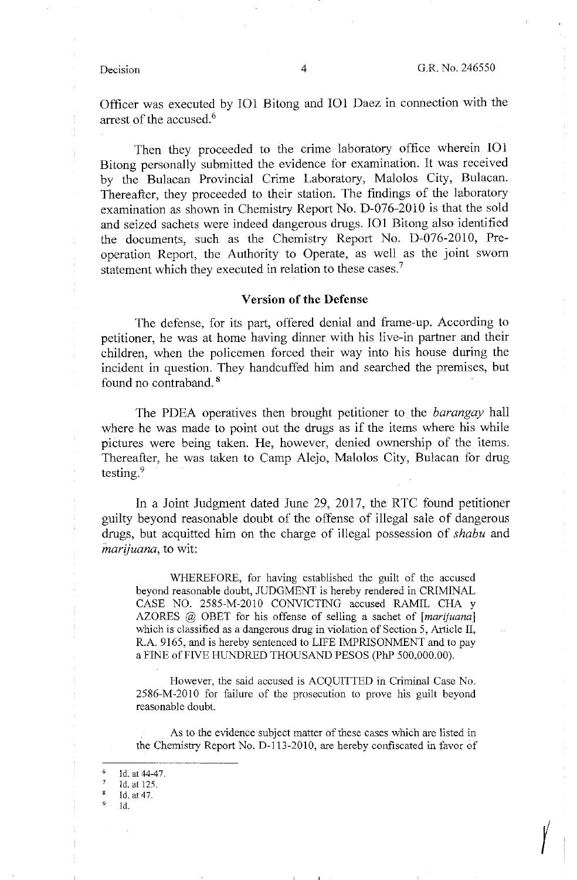Officer was executed by IO1 Bitong and IO1 Daez in connection with the arrest of the accused.[6]

Then they proceeded to the crime laboratory office wherein IO1 Bitong personally submitted the evidence for examination. It was received by the Bulacan Provincial Crime Laboratory, Malolos City, Bulacan. Thereafter, they proceeded to their station. The findings of the laboratory examination as shown in Chemistry Report No. D-076-2010 is that the sold and seized sachets were indeed dangerous drugs. IO1 Bitong also identified the documents, such as the Chemistry Report No. D-076-2010, Pre-operation Report, the Authority to Operate, as well as the joint sworn statement which they executed in relation to these cases.[7]

### Version of the Defense

The defense, for its part, offered denial and frame-up. According to petitioner, he was at home having dinner with his live-in partner and their children, when the policemen forced their way into his house during the incident in question. They handcuffed him and searched the premises, but found no contraband.[8]

The PDEA operatives then brought petitioner to the *barangay* hall where he was made to point out the drugs as if the items where his while pictures were being taken. He, however, denied ownership of the items. Thereafter, he was taken to Camp Alejo, Malolos City, Bulacan for drug testing.[9]

In a Joint Judgment dated June 29, 2017, the RTC found petitioner guilty beyond reasonable doubt of the offense of illegal sale of dangerous drugs, but acquitted him on the charge of illegal possession of *shabu* and *marijuana*, to wit:

> WHEREFORE, for having established the guilt of the accused beyond reasonable doubt, JUDGMENT is hereby rendered in CRIMINAL CASE NO. 2585-M-2010 CONVICTING accused RAMIL CHA y AZORES @ OBET for his offense of selling a sachet of [*marijuana*] which is classified as a dangerous drug in violation of Section 5, Article II, R.A. 9165, and is hereby sentenced to LIFE IMPRISONMENT and to pay a FINE of FIVE HUNDRED THOUSAND PESOS (PhP 500,000.00).
>
> However, the said accused is ACQUITTED in Criminal Case No. 2586-M-2010 for failure of the prosecution to prove his guilt beyond reasonable doubt.
>
> As to the evidence subject matter of these cases which are listed in the Chemistry Report No. D-113-2010, are hereby confiscated in favor of

---

[6] Id. at 44-47.
[7] Id. at 125.
[8] Id. at 47.
[9] Id.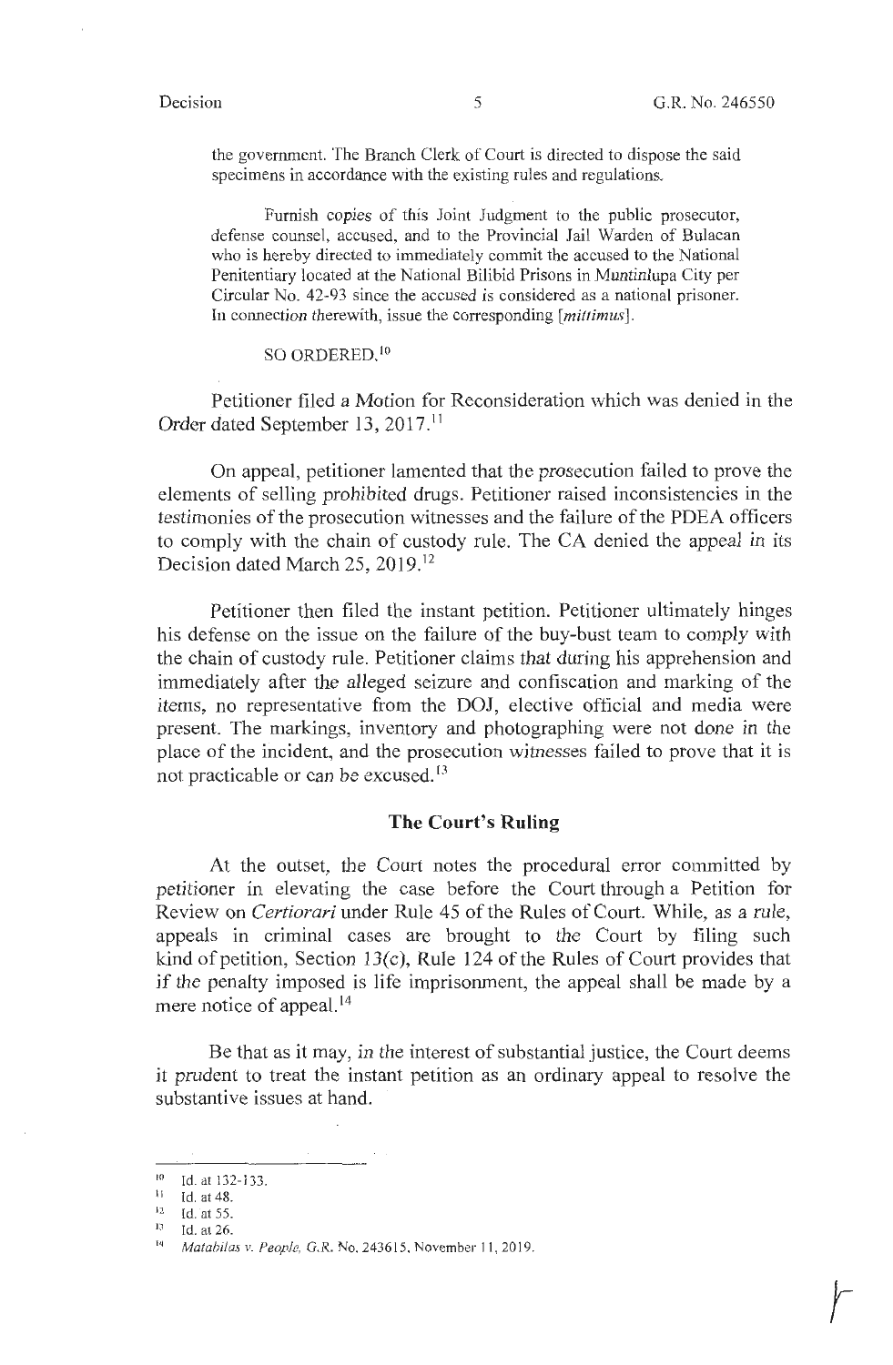the government. The Branch Clerk of Court is directed to dispose the said specimens in accordance with the existing rules and regulations.

Furnish copies of this Joint Judgment to the public prosecutor, defense counsel, accused, and to the Provincial Jail Warden of Bulacan who is hereby directed to immediately commit the accused to the National Penitentiary located at the National Bilibid Prisons in Muntinlupa City per Circular No. 42-93 since the accused is considered as a national prisoner. In connection therewith, issue the corresponding [*mittimus*].

SO ORDERED.[10]

Petitioner filed a Motion for Reconsideration which was denied in the Order dated September 13, 2017.[11]

On appeal, petitioner lamented that the prosecution failed to prove the elements of selling prohibited drugs. Petitioner raised inconsistencies in the testimonies of the prosecution witnesses and the failure of the PDEA officers to comply with the chain of custody rule. The CA denied the appeal in its Decision dated March 25, 2019.[12]

Petitioner then filed the instant petition. Petitioner ultimately hinges his defense on the issue on the failure of the buy-bust team to comply with the chain of custody rule. Petitioner claims that during his apprehension and immediately after the alleged seizure and confiscation and marking of the items, no representative from the DOJ, elective official and media were present. The markings, inventory and photographing were not done in the place of the incident, and the prosecution witnesses failed to prove that it is not practicable or can be excused.[13]

## The Court's Ruling

At the outset, the Court notes the procedural error committed by petitioner in elevating the case before the Court through a Petition for Review on *Certiorari* under Rule 45 of the Rules of Court. While, as a rule, appeals in criminal cases are brought to the Court by filing such kind of petition, Section 13(c), Rule 124 of the Rules of Court provides that if the penalty imposed is life imprisonment, the appeal shall be made by a mere notice of appeal.[14]

Be that as it may, in the interest of substantial justice, the Court deems it prudent to treat the instant petition as an ordinary appeal to resolve the substantive issues at hand.

---

[10] Id. at 132-133.

[11] Id. at 48.

[12] Id. at 55.

[13] Id. at 26.

[14] *Matabilas v. People*, G.R. No. 243615, November 11, 2019.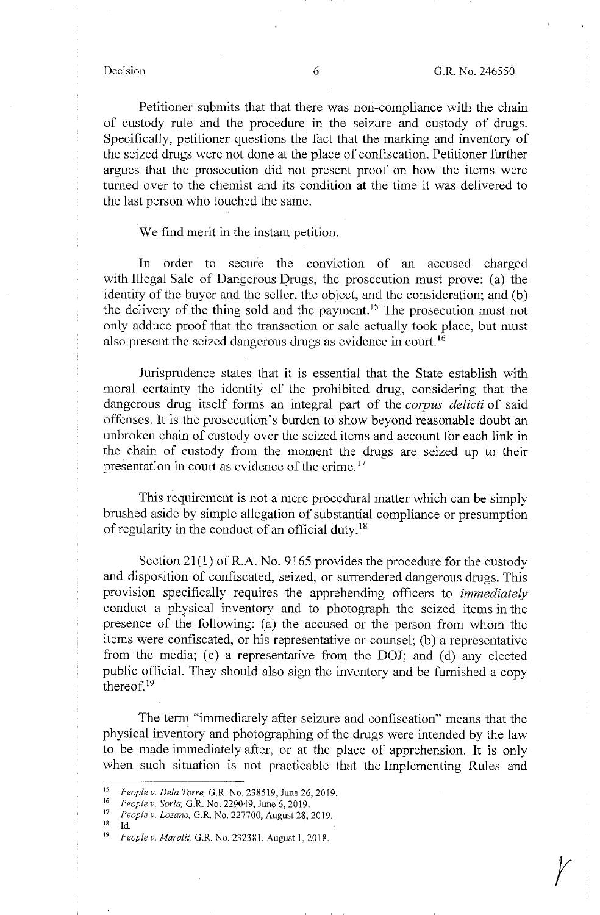Petitioner submits that that there was non-compliance with the chain of custody rule and the procedure in the seizure and custody of drugs. Specifically, petitioner questions the fact that the marking and inventory of the seized drugs were not done at the place of confiscation. Petitioner further argues that the prosecution did not present proof on how the items were turned over to the chemist and its condition at the time it was delivered to the last person who touched the same.

We find merit in the instant petition.

In order to secure the conviction of an accused charged with Illegal Sale of Dangerous Drugs, the prosecution must prove: (a) the identity of the buyer and the seller, the object, and the consideration; and (b) the delivery of the thing sold and the payment.[15] The prosecution must not only adduce proof that the transaction or sale actually took place, but must also present the seized dangerous drugs as evidence in court.[16]

Jurisprudence states that it is essential that the State establish with moral certainty the identity of the prohibited drug, considering that the dangerous drug itself forms an integral part of the *corpus delicti* of said offenses. It is the prosecution's burden to show beyond reasonable doubt an unbroken chain of custody over the seized items and account for each link in the chain of custody from the moment the drugs are seized up to their presentation in court as evidence of the crime.[17]

This requirement is not a mere procedural matter which can be simply brushed aside by simple allegation of substantial compliance or presumption of regularity in the conduct of an official duty.[18]

Section 21(1) of R.A. No. 9165 provides the procedure for the custody and disposition of confiscated, seized, or surrendered dangerous drugs. This provision specifically requires the apprehending officers to *immediately* conduct a physical inventory and to photograph the seized items in the presence of the following: (a) the accused or the person from whom the items were confiscated, or his representative or counsel; (b) a representative from the media; (c) a representative from the DOJ; and (d) any elected public official. They should also sign the inventory and be furnished a copy thereof.[19]

The term "immediately after seizure and confiscation" means that the physical inventory and photographing of the drugs were intended by the law to be made immediately after, or at the place of apprehension. It is only when such situation is not practicable that the Implementing Rules and

---

[15] *People v. Dela Torre,* G.R. No. 238519, June 26, 2019.

[16] *People v. Soria,* G.R. No. 229049, June 6, 2019.

[17] *People v. Lozano,* G.R. No. 227700, August 28, 2019.

[18] Id.

[19] *People v. Maralit,* G.R. No. 232381, August 1, 2018.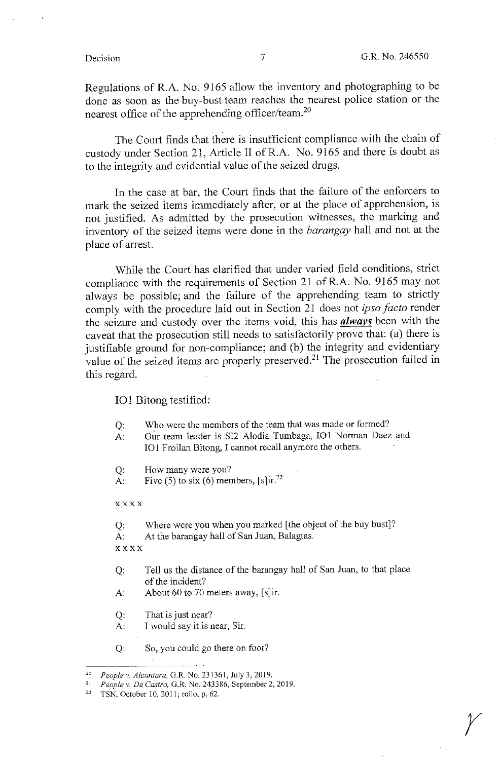Regulations of R.A. No. 9165 allow the inventory and photographing to be done as soon as the buy-bust team reaches the nearest police station or the nearest office of the apprehending officer/team.[20]

The Court finds that there is insufficient compliance with the chain of custody under Section 21, Article II of R.A. No. 9165 and there is doubt as to the integrity and evidential value of the seized drugs.

In the case at bar, the Court finds that the failure of the enforcers to mark the seized items immediately after, or at the place of apprehension, is not justified. As admitted by the prosecution witnesses, the marking and inventory of the seized items were done in the *barangay* hall and not at the place of arrest.

While the Court has clarified that under varied field conditions, strict compliance with the requirements of Section 21 of R.A. No. 9165 may not always be possible; and the failure of the apprehending team to strictly comply with the procedure laid out in Section 21 does not *ipso facto* render the seizure and custody over the items void, this has ***always*** been with the caveat that the prosecution still needs to satisfactorily prove that: (a) there is justifiable ground for non-compliance; and (b) the integrity and evidentiary value of the seized items are properly preserved.[21] The prosecution failed in this regard.

IO1 Bitong testified:

> Q: Who were the members of the team that was made or formed?
> A: Our team leader is SI2 Alodia Tumbaga, IO1 Norman Daez and IO1 Froilan Bitong, I cannot recall anymore the others.
>
> Q: How many were you?
> A: Five (5) to six (6) members, [s]ir.[22]
>
> x x x x
>
> Q: Where were you when you marked [the object of the buy bust]?
> A: At the barangay hall of San Juan, Balagtas.
>
> x x x x
>
> Q: Tell us the distance of the barangay hall of San Juan, to that place of the incident?
> A: About 60 to 70 meters away, [s]ir.
>
> Q: That is just near?
> A: I would say it is near, Sir.
>
> Q: So, you could go there on foot?

---

[20] *People v. Alcantara*, G.R. No. 231361, July 3, 2019.

[21] *People v. De Castro*, G.R. No. 243386, September 2, 2019.

[22] TSN, October 10, 2011; rollo, p. 62.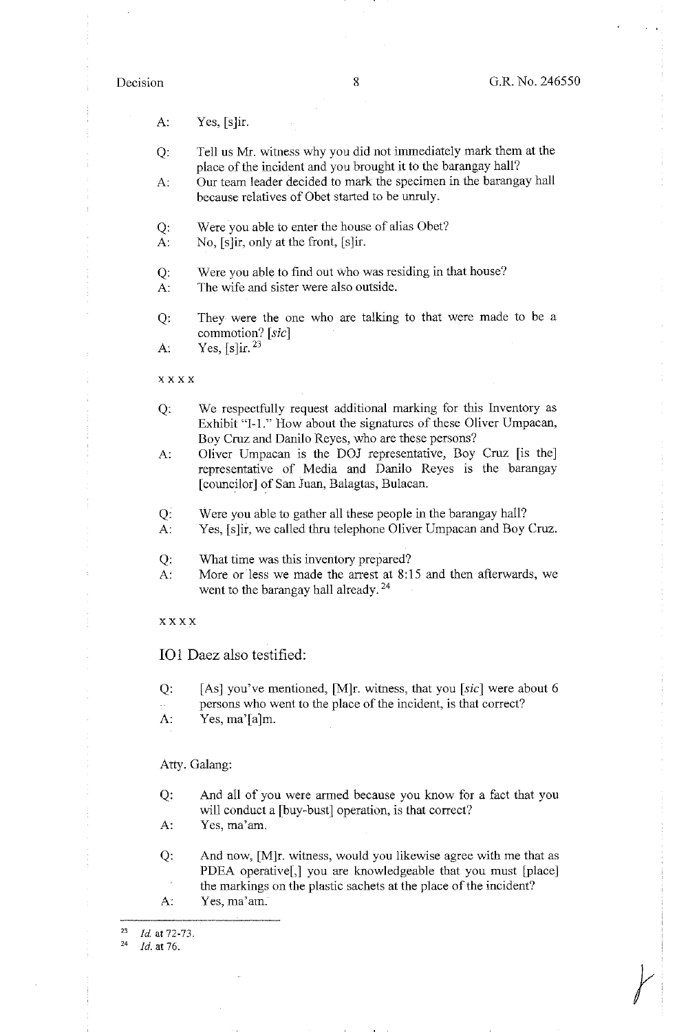A: Yes, [s]ir.

Q: Tell us Mr. witness why you did not immediately mark them at the place of the incident and you brought it to the barangay hall?
A: Our team leader decided to mark the specimen in the barangay hall because relatives of Obet started to be unruly.

Q: Were you able to enter the house of alias Obet?
A: No, [s]ir, only at the front, [s]ir.

Q: Were you able to find out who was residing in that house?
A: The wife and sister were also outside.

Q: They were the one who are talking to that were made to be a commotion? [*sic*]
A: Yes, [s]ir.[23]

x x x x

Q: We respectfully request additional marking for this Inventory as Exhibit "I-1." How about the signatures of these Oliver Umpacan, Boy Cruz and Danilo Reyes, who are these persons?
A: Oliver Umpacan is the DOJ representative, Boy Cruz [is the] representative of Media and Danilo Reyes is the barangay [councilor] of San Juan, Balagtas, Bulacan.

Q: Were you able to gather all these people in the barangay hall?
A: Yes, [s]ir, we called thru telephone Oliver Umpacan and Boy Cruz.

Q: What time was this inventory prepared?
A: More or less we made the arrest at 8:15 and then afterwards, we went to the barangay hall already.[24]

x x x x

IO1 Daez also testified:

Q: [As] you've mentioned, [M]r. witness, that you [*sic*] were about 6 persons who went to the place of the incident, is that correct?
A: Yes, ma'[a]m.

Atty. Galang:

Q: And all of you were armed because you know for a fact that you will conduct a [buy-bust] operation, is that correct?
A: Yes, ma'am.

Q: And now, [M]r. witness, would you likewise agree with me that as PDEA operative[,] you are knowledgeable that you must [place] the markings on the plastic sachets at the place of the incident?
A: Yes, ma'am.

---

[23] *Id.* at 72-73.

[24] *Id.* at 76.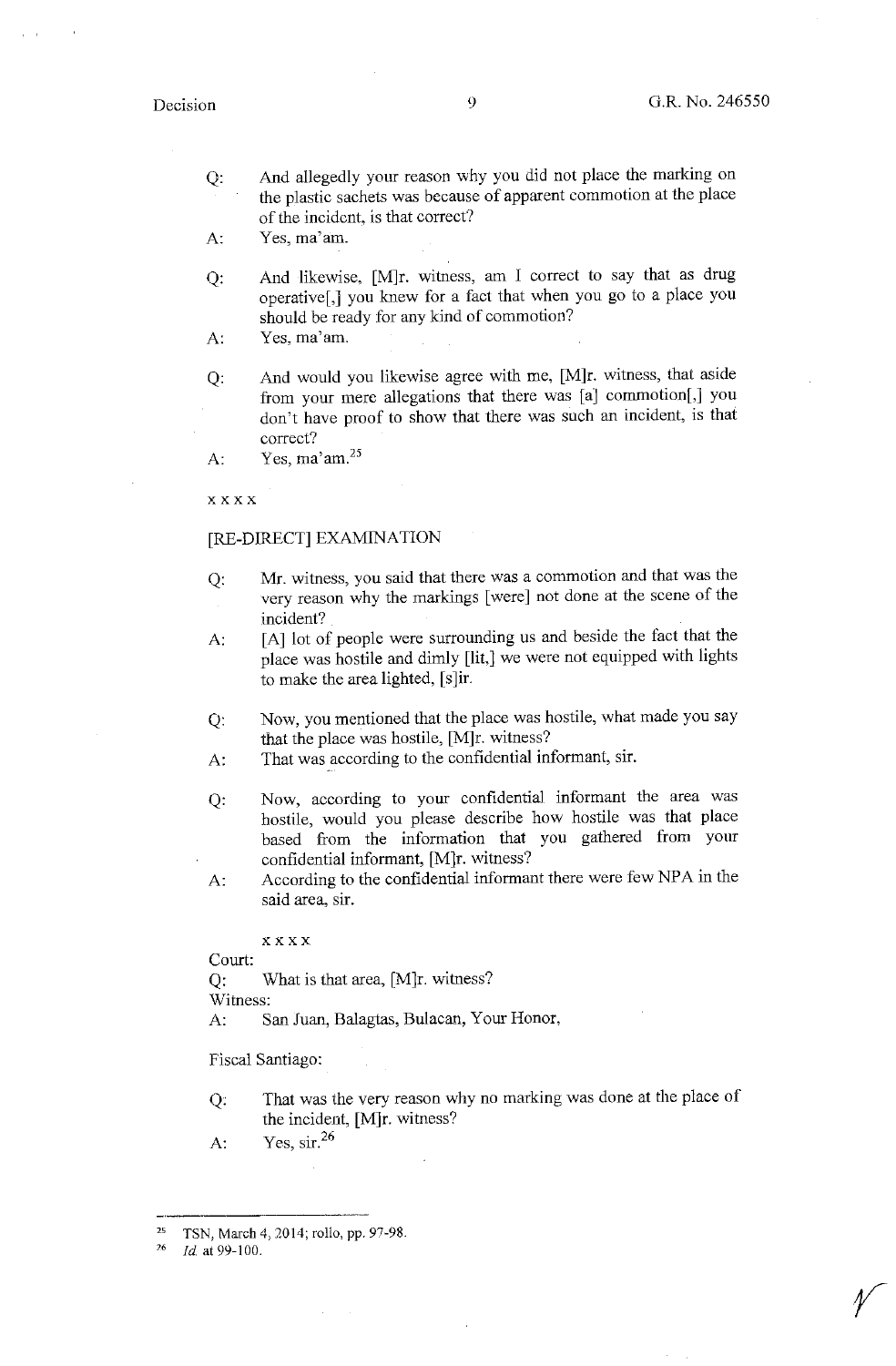Q: And allegedly your reason why you did not place the marking on the plastic sachets was because of apparent commotion at the place of the incident, is that correct?

A: Yes, ma'am.

Q: And likewise, [M]r. witness, am I correct to say that as drug operative[,] you knew for a fact that when you go to a place you should be ready for any kind of commotion?

A: Yes, ma'am.

Q: And would you likewise agree with me, [M]r. witness, that aside from your mere allegations that there was [a] commotion[,] you don't have proof to show that there was such an incident, is that correct?

A: Yes, ma'am.[25]

x x x x

[RE-DIRECT] EXAMINATION

Q: Mr. witness, you said that there was a commotion and that was the very reason why the markings [were] not done at the scene of the incident?

A: [A] lot of people were surrounding us and beside the fact that the place was hostile and dimly [lit,] we were not equipped with lights to make the area lighted, [s]ir.

Q: Now, you mentioned that the place was hostile, what made you say that the place was hostile, [M]r. witness?

A: That was according to the confidential informant, sir.

Q: Now, according to your confidential informant the area was hostile, would you please describe how hostile was that place based from the information that you gathered from your confidential informant, [M]r. witness?

A: According to the confidential informant there were few NPA in the said area, sir.

x x x x

Court:

Q: What is that area, [M]r. witness?

Witness:

A: San Juan, Balagtas, Bulacan, Your Honor,

Fiscal Santiago:

Q: That was the very reason why no marking was done at the place of the incident, [M]r. witness?

A: Yes, sir.[26]

---

[25] TSN, March 4, 2014; rollo, pp. 97-98.

[26] *Id.* at 99-100.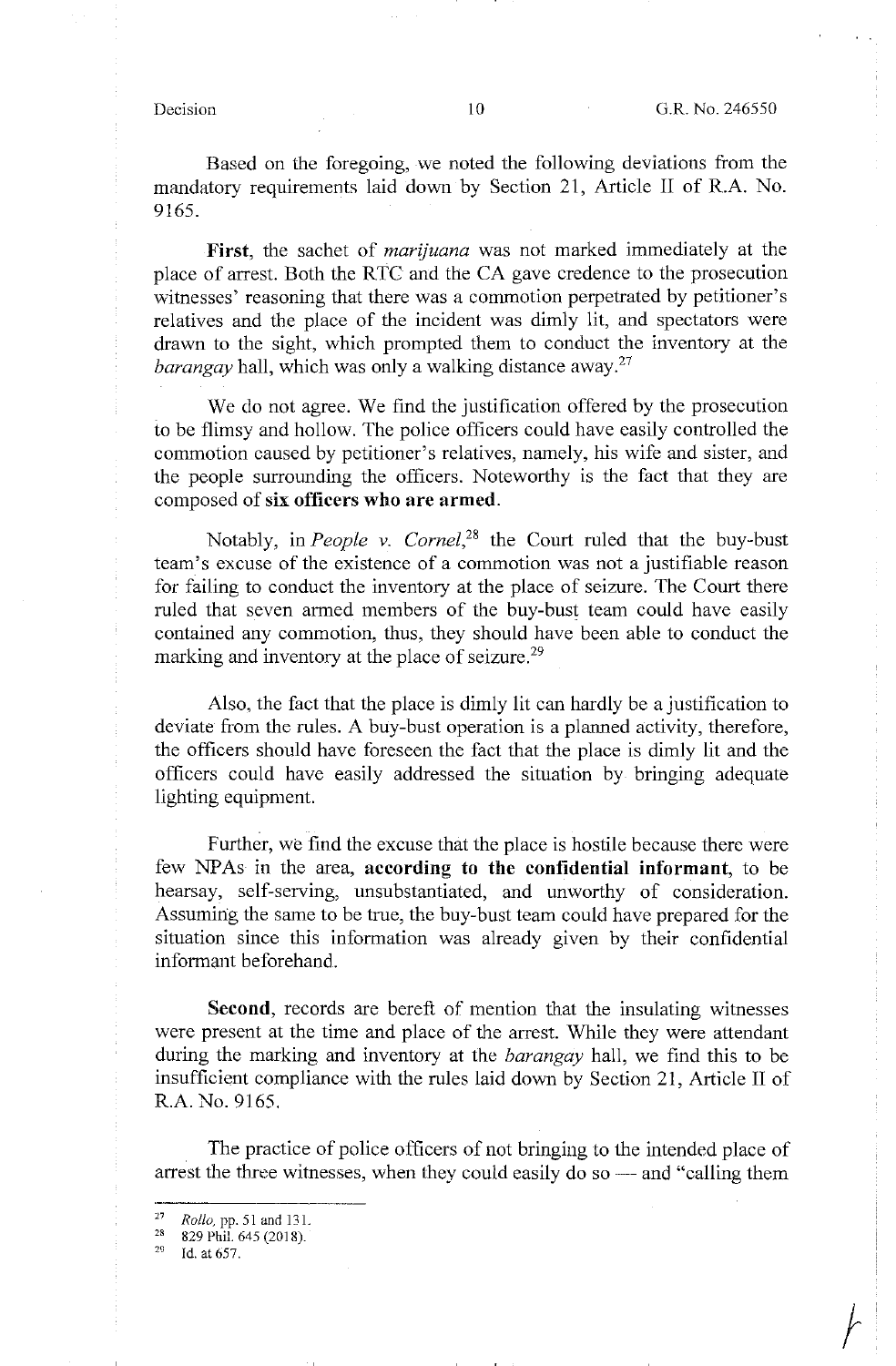Based on the foregoing, we noted the following deviations from the mandatory requirements laid down by Section 21, Article II of R.A. No. 9165.

**First**, the sachet of *marijuana* was not marked immediately at the place of arrest. Both the RTC and the CA gave credence to the prosecution witnesses' reasoning that there was a commotion perpetrated by petitioner's relatives and the place of the incident was dimly lit, and spectators were drawn to the sight, which prompted them to conduct the inventory at the *barangay* hall, which was only a walking distance away.[27]

We do not agree. We find the justification offered by the prosecution to be flimsy and hollow. The police officers could have easily controlled the commotion caused by petitioner's relatives, namely, his wife and sister, and the people surrounding the officers. Noteworthy is the fact that they are composed of **six officers who are armed**.

Notably, in *People v. Cornel*,[28] the Court ruled that the buy-bust team's excuse of the existence of a commotion was not a justifiable reason for failing to conduct the inventory at the place of seizure. The Court there ruled that seven armed members of the buy-bust team could have easily contained any commotion, thus, they should have been able to conduct the marking and inventory at the place of seizure.[29]

Also, the fact that the place is dimly lit can hardly be a justification to deviate from the rules. A buy-bust operation is a planned activity, therefore, the officers should have foreseen the fact that the place is dimly lit and the officers could have easily addressed the situation by bringing adequate lighting equipment.

Further, we find the excuse that the place is hostile because there were few NPAs in the area, **according to the confidential informant**, to be hearsay, self-serving, unsubstantiated, and unworthy of consideration. Assuming the same to be true, the buy-bust team could have prepared for the situation since this information was already given by their confidential informant beforehand.

**Second**, records are bereft of mention that the insulating witnesses were present at the time and place of the arrest. While they were attendant during the marking and inventory at the *barangay* hall, we find this to be insufficient compliance with the rules laid down by Section 21, Article II of R.A. No. 9165.

The practice of police officers of not bringing to the intended place of arrest the three witnesses, when they could easily do so — and "calling them

---

[27] *Rollo*, pp. 51 and 131.

[28] 829 Phil. 645 (2018).

[29] Id. at 657.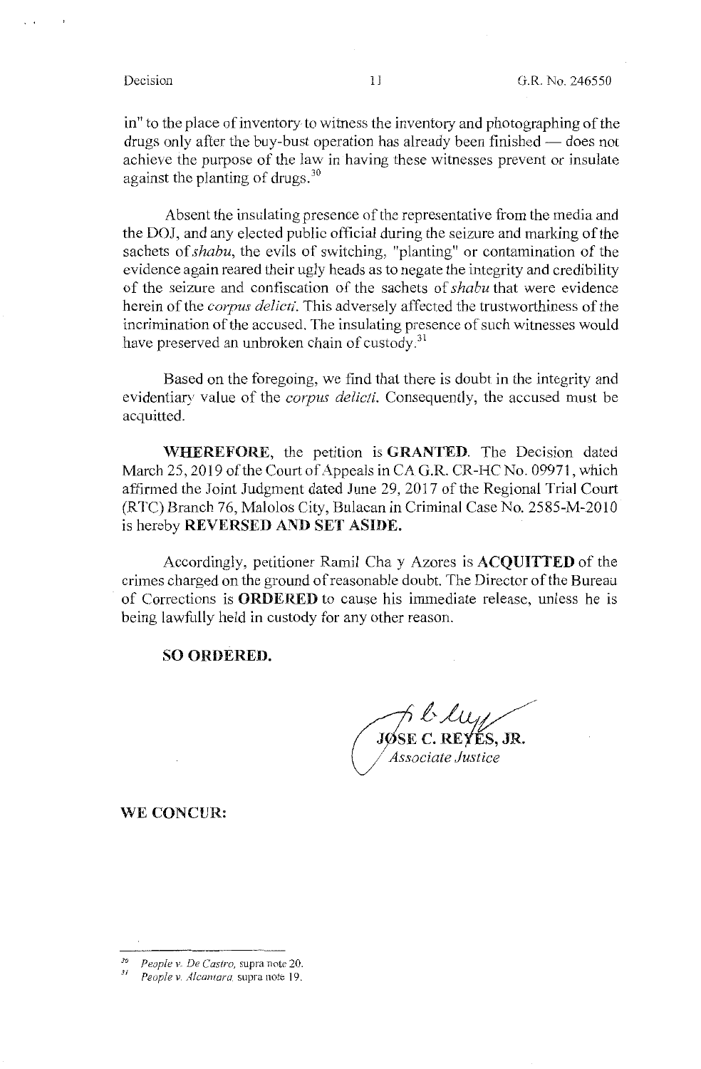in" to the place of inventory to witness the inventory and photographing of the drugs only after the buy-bust operation has already been finished — does not achieve the purpose of the law in having these witnesses prevent or insulate against the planting of drugs.[30]

Absent the insulating presence of the representative from the media and the DOJ, and any elected public official during the seizure and marking of the sachets of *shabu*, the evils of switching, "planting" or contamination of the evidence again reared their ugly heads as to negate the integrity and credibility of the seizure and confiscation of the sachets of *shabu* that were evidence herein of the *corpus delicti*. This adversely affected the trustworthiness of the incrimination of the accused. The insulating presence of such witnesses would have preserved an unbroken chain of custody.[31]

Based on the foregoing, we find that there is doubt in the integrity and evidentiary value of the *corpus delicti*. Consequently, the accused must be acquitted.

**WHEREFORE**, the petition is **GRANTED**. The Decision dated March 25, 2019 of the Court of Appeals in CA G.R. CR-HC No. 09971, which affirmed the Joint Judgment dated June 29, 2017 of the Regional Trial Court (RTC) Branch 76, Malolos City, Bulacan in Criminal Case No. 2585-M-2010 is hereby **REVERSED AND SET ASIDE.**

Accordingly, petitioner Ramil Cha y Azores is **ACQUITTED** of the crimes charged on the ground of reasonable doubt. The Director of the Bureau of Corrections is **ORDERED** to cause his immediate release, unless he is being lawfully held in custody for any other reason.

**SO ORDERED.**

**JOSE C. REYES, JR.**
*Associate Justice*

**WE CONCUR:**

---

[30] *People v. De Castro*, supra note 20.

[31] *People v. Alcantara*, supra note 19.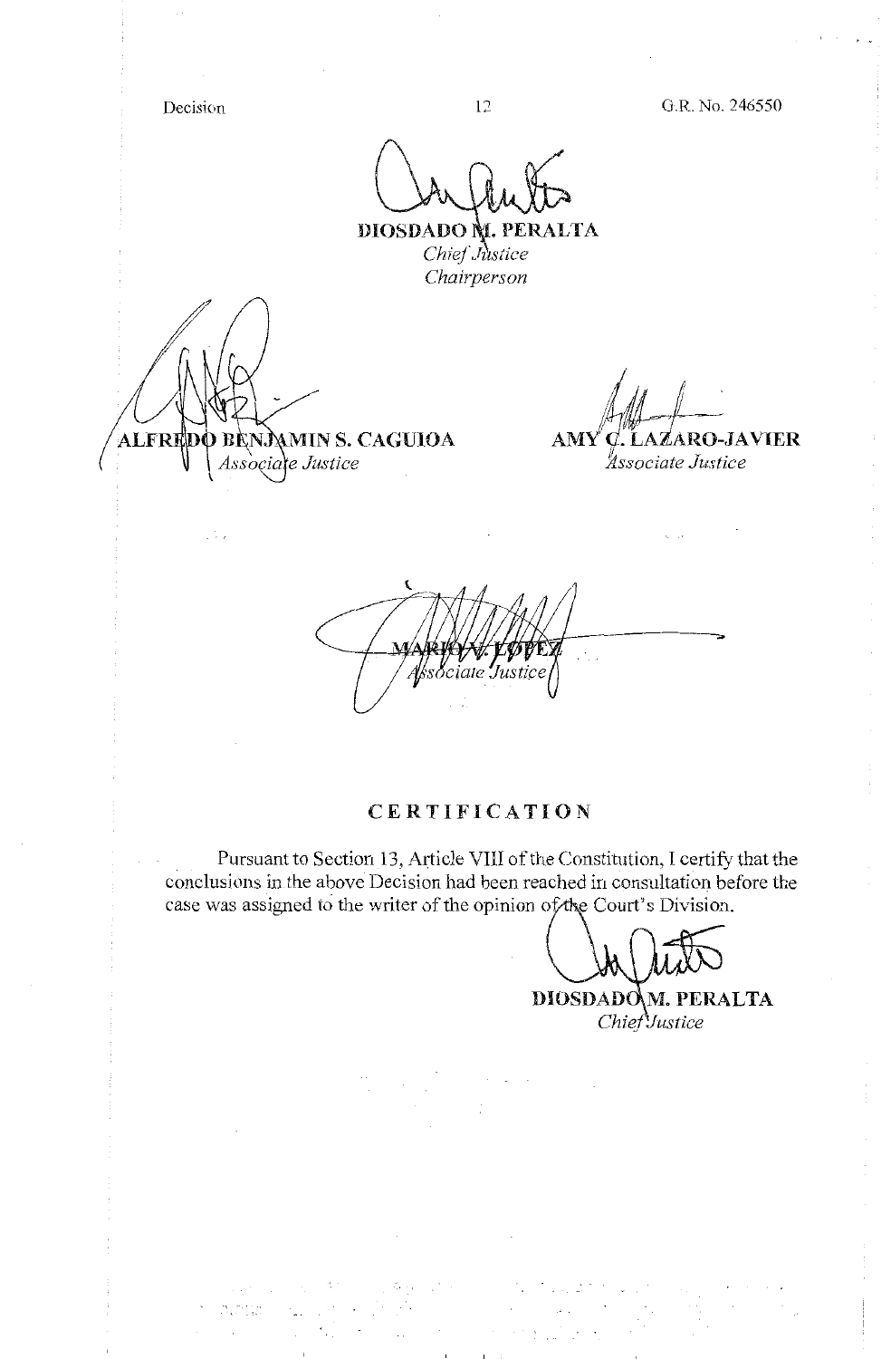**DIOSDADO M. PERALTA**
*Chief Justice*
*Chairperson*

**ALFREDO BENJAMIN S. CAGUIOA**
*Associate Justice*

**AMY C. LAZARO-JAVIER**
*Associate Justice*

**MARIO V. LOPEZ**
*Associate Justice*

## CERTIFICATION

Pursuant to Section 13, Article VIII of the Constitution, I certify that the conclusions in the above Decision had been reached in consultation before the case was assigned to the writer of the opinion of the Court's Division.

**DIOSDADO M. PERALTA**
*Chief Justice*